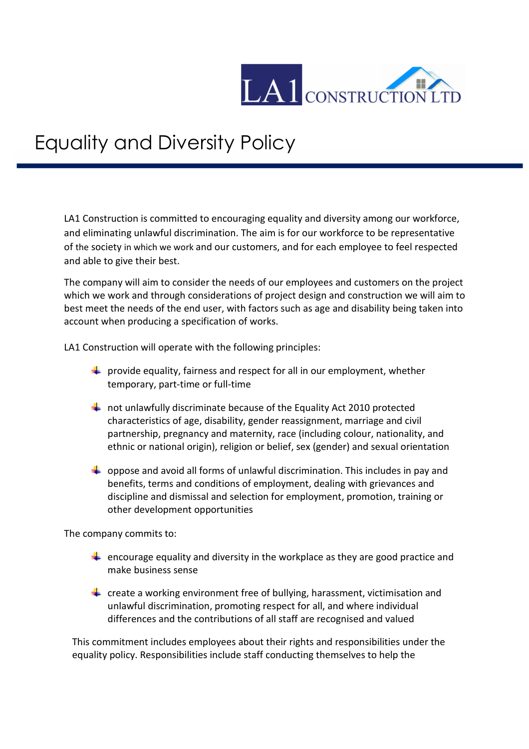# Equality and Diversity Policy

LA1 Construction is committed to encouraging equality and diversity among our workforce, and eliminating unlawful discrimination. The aim is for our workforce to be representative of the society in which we work and our customers, and for each employee to feel respected and able to give their best.

The company will aim to consider the needs of our employees and customers on the project which we work and through considerations of project design and construction we will aim to best meet the needs of the end user, with factors such as age and disability being taken into account when producing a specification of works.

LA1 Construction will operate with the following principles:

- provide equality, fairness and respect for all in our employment, whether temporary, part-time or full-time
- not unlawfully discriminate because of the Equality Act 2010 protected characteristics of age, disability, gender reassignment, marriage and civil partnership, pregnancy and maternity, race (including colour, nationality, and ethnic or national origin), religion or belief, sex (gender) and sexual orientation
- oppose and avoid all forms of unlawful discrimination. This includes in pay and benefits, terms and conditions of employment, dealing with grievances and discipline and dismissal and selection for employment, promotion, training or other development opportunities

The company commits to:

- encourage equality and diversity in the workplace as they are good practice and make business sense
- create a working environment free of bullying, harassment, victimisation and unlawful discrimination, promoting respect for all, and where individual differences and the contributions of all staff are recognised and valued

This commitment includes employees about their rights and responsibilities under the equality policy. Responsibilities include staff conducting themselves to help the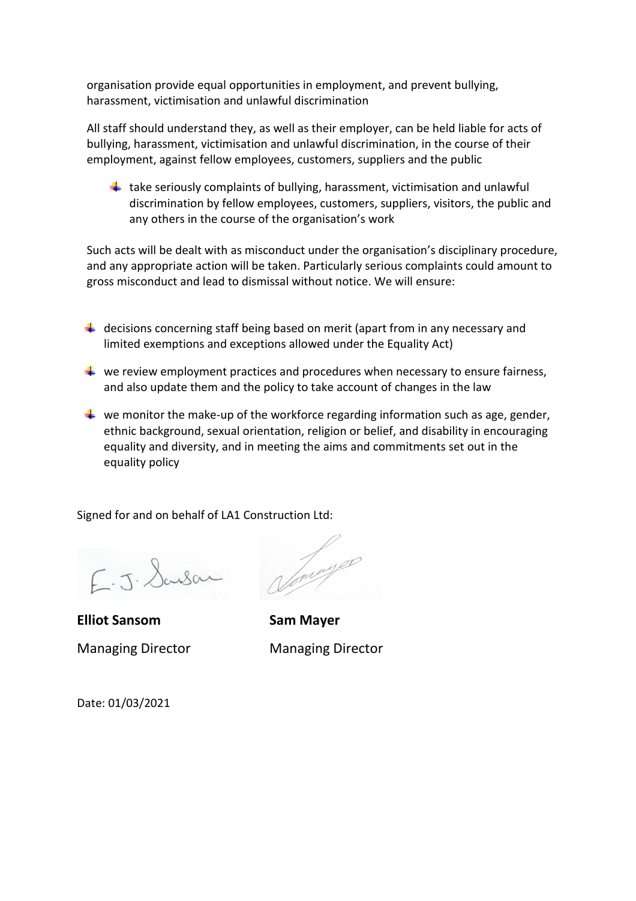organisation provide equal opportunities in employment, and prevent bullying, harassment, victimisation and unlawful discrimination

All staff should understand they, as well as their employer, can be held liable for acts of bullying, harassment, victimisation and unlawful discrimination, in the course of their employment, against fellow employees, customers, suppliers and the public

- take seriously complaints of bullying, harassment, victimisation and unlawful discrimination by fellow employees, customers, suppliers, visitors, the public and any others in the course of the organisation's work

Such acts will be dealt with as misconduct under the organisation's disciplinary procedure, and any appropriate action will be taken. Particularly serious complaints could amount to gross misconduct and lead to dismissal without notice. We will ensure:

- decisions concerning staff being based on merit (apart from in any necessary and limited exemptions and exceptions allowed under the Equality Act)
- we review employment practices and procedures when necessary to ensure fairness, and also update them and the policy to take account of changes in the law
- we monitor the make-up of the workforce regarding information such as age, gender, ethnic background, sexual orientation, religion or belief, and disability in encouraging equality and diversity, and in meeting the aims and commitments set out in the equality policy

Signed for and on behalf of LA1 Construction Ltd:

**Elliot Sansom**
Managing Director

**Sam Mayer**
Managing Director

Date: 01/03/2021